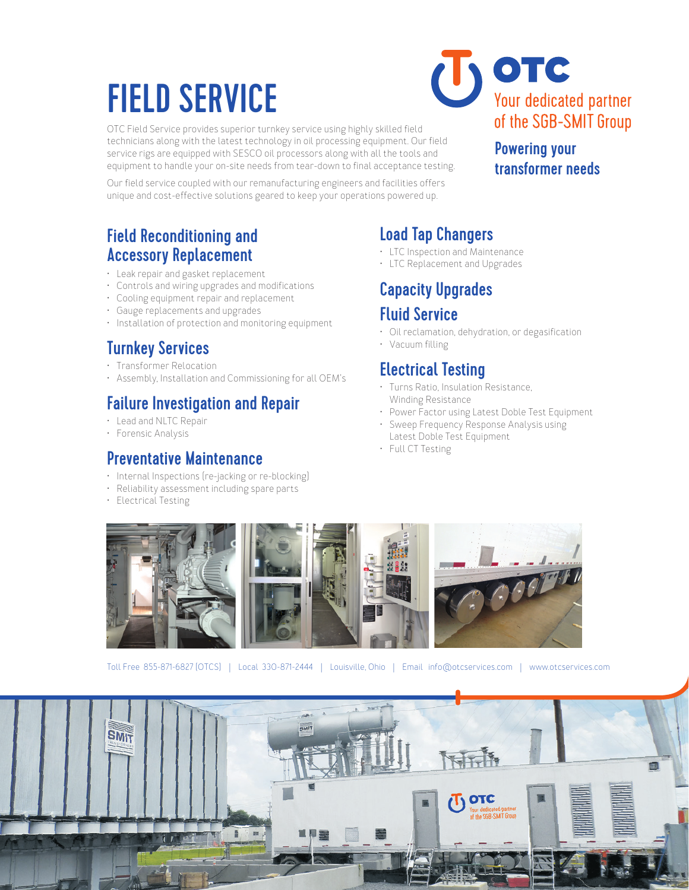# FIELD SERVICE

OTC Your dedicated partner of the SGB-SMIT Group

**Powering your transformer needs**

OTC Field Service provides superior turnkey service using highly skilled field technicians along with the latest technology in oil processing equipment. Our field service rigs are equipped with SESCO oil processors along with all the tools and equipment to handle your on-site needs from tear-down to final acceptance testing.

Our field service coupled with our remanufacturing engineers and facilities offers unique and cost-effective solutions geared to keep your operations powered up.

## Field Reconditioning and Accessory Replacement

- Leak repair and gasket replacement
- Controls and wiring upgrades and modifications
- Cooling equipment repair and replacement
- Gauge replacements and upgrades
- Installation of protection and monitoring equipment

## Turnkey Services

- Transformer Relocation
- Assembly, Installation and Commissioning for all OEM's

## Failure Investigation and Repair

- Lead and NLTC Repair
- Forensic Analysis

## Preventative Maintenance

- Internal Inspections (re-jacking or re-blocking)
- Reliability assessment including spare parts
- Electrical Testing

## Load Tap Changers

- LTC Inspection and Maintenance
- LTC Replacement and Upgrades

## Capacity Upgrades

## Fluid Service

- Oil reclamation, dehydration, or degasification
- Vacuum filling

## Electrical Testing

- Turns Ratio, Insulation Resistance, Winding Resistance
- Power Factor using Latest Doble Test Equipment
- Sweep Frequency Response Analysis using Latest Doble Test Equipment
- Full CT Testing

Toll Free 855-871-6827 (OTCS) | Local 330-871-2444 | Louisville, Ohio | Email info@otcservices.com | www.otcservices.com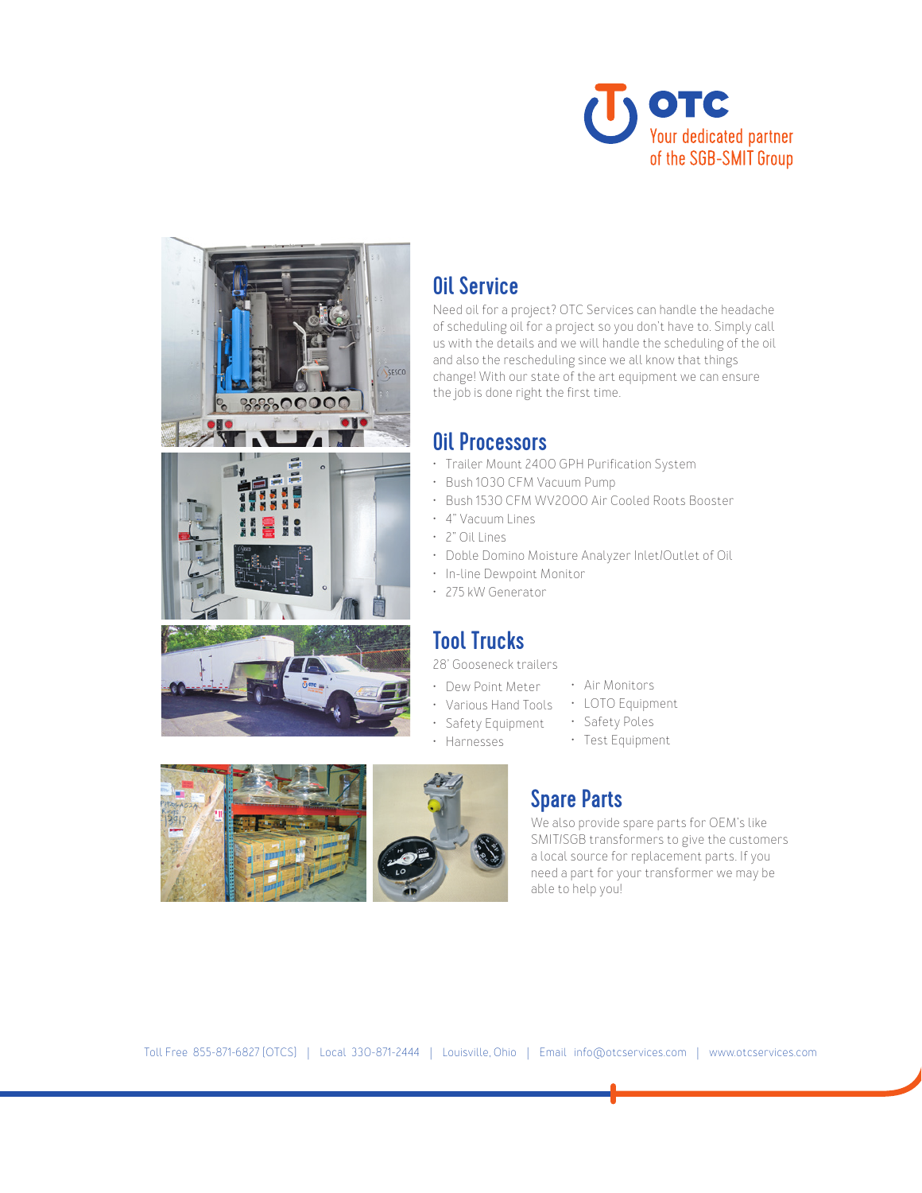OTC

Your dedicated partner of the SGB-SMIT Group

## Oil Service

Need oil for a project? OTC Services can handle the headache of scheduling oil for a project so you don't have to. Simply call us with the details and we will handle the scheduling of the oil and also the rescheduling since we all know that things change! With our state of the art equipment we can ensure the job is done right the first time.

## Oil Processors

- Trailer Mount 2400 GPH Purification System
- Bush 1030 CFM Vacuum Pump
- Bush 1530 CFM WV2000 Air Cooled Roots Booster
- 4" Vacuum Lines
- 2" Oil Lines
- Doble Domino Moisture Analyzer Inlet/Outlet of Oil
- In-line Dewpoint Monitor
- 275 kW Generator

## Tool Trucks

28' Gooseneck trailers

- Dew Point Meter
- Various Hand Tools
- Safety Equipment
- Harnesses
- Air Monitors
- LOTO Equipment
- Safety Poles
- Test Equipment

## Spare Parts

We also provide spare parts for OEM's like SMIT/SGB transformers to give the customers a local source for replacement parts. If you need a part for your transformer we may be able to help you!

Toll Free 855-871-6827 [OTCS] | Local 330-871-2444 | Louisville, Ohio | Email info@otcservices.com | www.otcservices.com